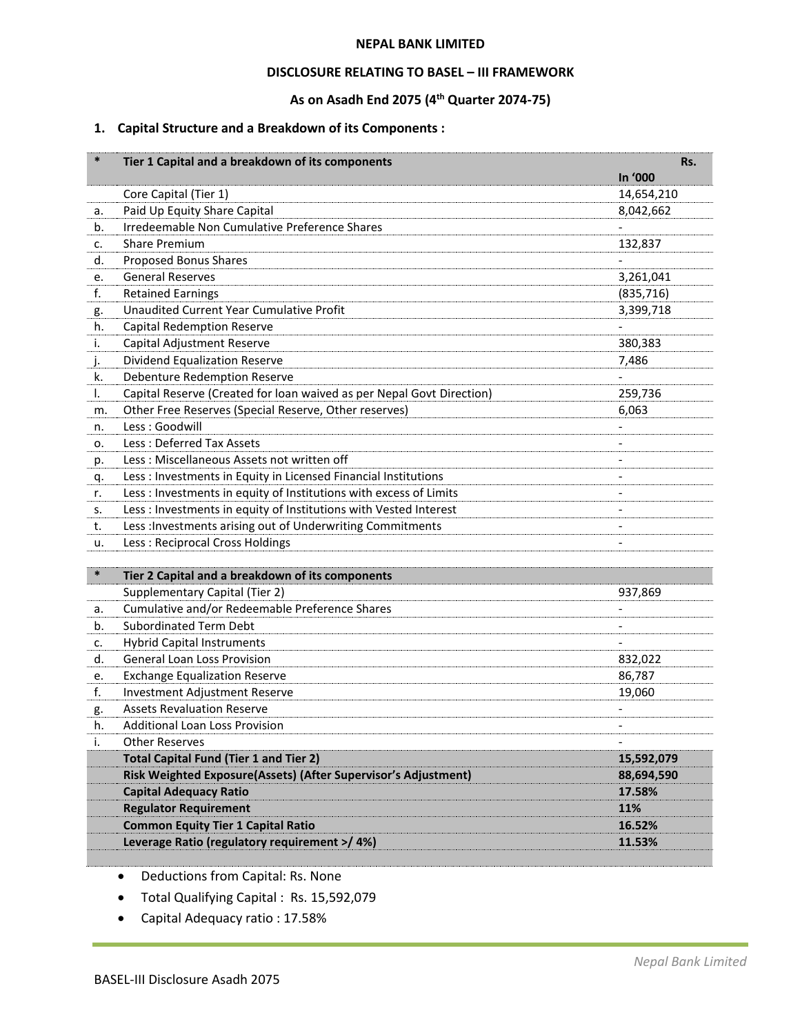**NEPAL BANK LIMITED**

**DISCLOSURE RELATING TO BASEL – III FRAMEWORK**

**As on Asadh End 2075 (4th Quarter 2074-75)**

## 1. Capital Structure and a Breakdown of its Components :

| * | Tier 1 Capital and a breakdown of its components | Rs. In '000 |
|---|---|---|
| | Core Capital (Tier 1) | 14,654,210 |
| a. | Paid Up Equity Share Capital | 8,042,662 |
| b. | Irredeemable Non Cumulative Preference Shares | - |
| c. | Share Premium | 132,837 |
| d. | Proposed Bonus Shares | - |
| e. | General Reserves | 3,261,041 |
| f. | Retained Earnings | (835,716) |
| g. | Unaudited Current Year Cumulative Profit | 3,399,718 |
| h. | Capital Redemption Reserve | - |
| i. | Capital Adjustment Reserve | 380,383 |
| j. | Dividend Equalization Reserve | 7,486 |
| k. | Debenture Redemption Reserve | - |
| l. | Capital Reserve (Created for loan waived as per Nepal Govt Direction) | 259,736 |
| m. | Other Free Reserves (Special Reserve, Other reserves) | 6,063 |
| n. | Less : Goodwill | - |
| o. | Less : Deferred Tax Assets | - |
| p. | Less : Miscellaneous Assets not written off | - |
| q. | Less : Investments in Equity in Licensed Financial Institutions | - |
| r. | Less : Investments in equity of Institutions with excess of Limits | - |
| s. | Less : Investments in equity of Institutions with Vested Interest | - |
| t. | Less :Investments arising out of Underwriting Commitments | - |
| u. | Less : Reciprocal Cross Holdings | - |
| | | |
| * | **Tier 2 Capital and a breakdown of its components** | |
| | Supplementary Capital (Tier 2) | 937,869 |
| a. | Cumulative and/or Redeemable Preference Shares | - |
| b. | Subordinated Term Debt | - |
| c. | Hybrid Capital Instruments | - |
| d. | General Loan Loss Provision | 832,022 |
| e. | Exchange Equalization Reserve | 86,787 |
| f. | Investment Adjustment Reserve | 19,060 |
| g. | Assets Revaluation Reserve | - |
| h. | Additional Loan Loss Provision | - |
| i. | Other Reserves | - |
| | **Total Capital Fund (Tier 1 and Tier 2)** | **15,592,079** |
| | **Risk Weighted Exposure(Assets) (After Supervisor's Adjustment)** | **88,694,590** |
| | **Capital Adequacy Ratio** | **17.58%** |
| | **Regulator Requirement** | **11%** |
| | **Common Equity Tier 1 Capital Ratio** | **16.52%** |
| | **Leverage Ratio (regulatory requirement >/ 4%)** | **11.53%** |

- Deductions from Capital: Rs. None
- Total Qualifying Capital : Rs. 15,592,079
- Capital Adequacy ratio : 17.58%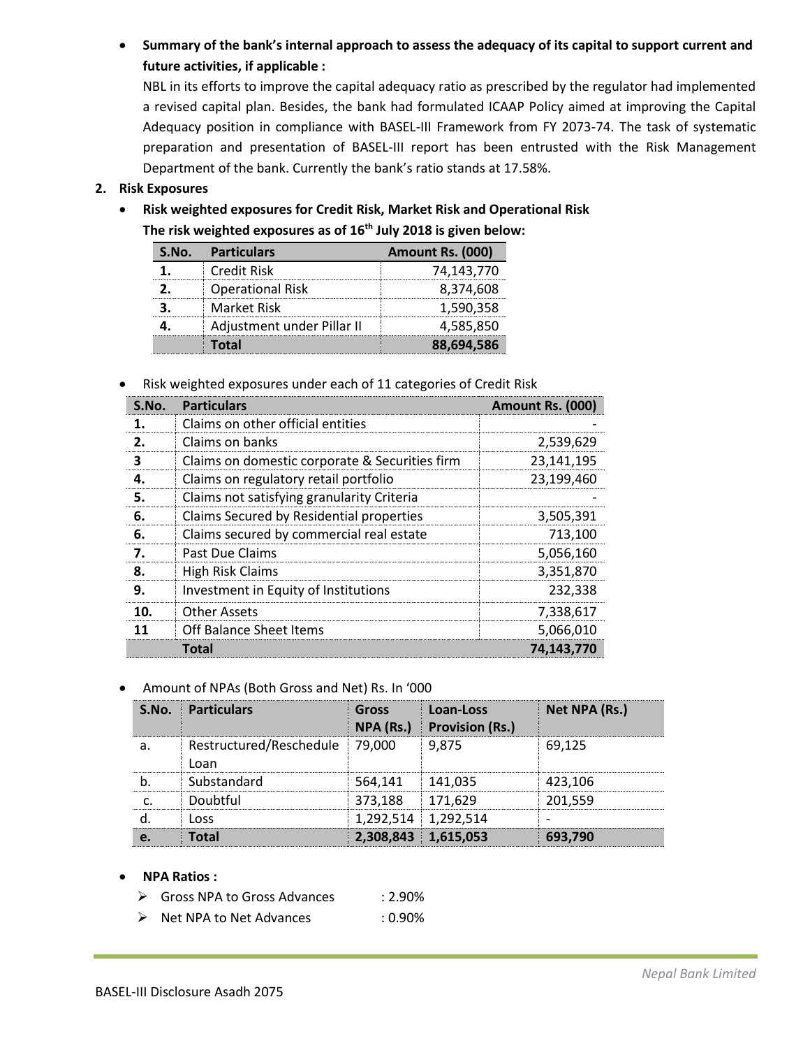- **Summary of the bank's interenal approach to assess the adequacy of its capital to support current and future activities, if applicable :**

  NBL in its efforts to improve the capital adequacy ratio as prescribed by the regulator had implemented a revised capital plan. Besides, the bank had formulated ICAAP Policy aimed at improving the Capital Adequacy position in compliance with BASEL-III Framework from FY 2073-74. The task of systematic preparation and presentation of BASEL-III report has been entrusted with the Risk Management Department of the bank. Currently the bank's ratio stands at 17.58%.

**2. Risk Exposures**

- **Risk weighted exposures for Credit Risk, Market Risk and Operational Risk**

  **The risk weighted exposures as of 16th July 2018 is given below:**

| S.No. | Particulars | Amount Rs. (000) |
|---|---|---|
| 1. | Credit Risk | 74,143,770 |
| 2. | Operational Risk | 8,374,608 |
| 3. | Market Risk | 1,590,358 |
| 4. | Adjustment under Pillar II | 4,585,850 |
| | **Total** | **88,694,586** |

- Risk weighted exposures under each of 11 categories of Credit Risk

| S.No. | Particulars | Amount Rs. (000) |
|---|---|---|
| 1. | Claims on other official entities | - |
| 2. | Claims on banks | 2,539,629 |
| 3 | Claims on domestic corporate & Securities firm | 23,141,195 |
| 4. | Claims on regulatory retail portfolio | 23,199,460 |
| 5. | Claims not satisfying granularity Criteria | - |
| 6. | Claims Secured by Residential properties | 3,505,391 |
| 6. | Claims secured by commercial real estate | 713,100 |
| 7. | Past Due Claims | 5,056,160 |
| 8. | High Risk Claims | 3,351,870 |
| 9. | Investment in Equity of Institutions | 232,338 |
| 10. | Other Assets | 7,338,617 |
| 11 | Off Balance Sheet Items | 5,066,010 |
| | **Total** | **74,143,770** |

- Amount of NPAs (Both Gross and Net) Rs. In '000

| S.No. | Particulars | Gross NPA (Rs.) | Loan-Loss Provision (Rs.) | Net NPA (Rs.) |
|---|---|---|---|---|
| a. | Restructured/Reschedule Loan | 79,000 | 9,875 | 69,125 |
| b. | Substandard | 564,141 | 141,035 | 423,106 |
| c. | Doubtful | 373,188 | 171,629 | 201,559 |
| d. | Loss | 1,292,514 | 1,292,514 | - |
| **e.** | **Total** | **2,308,843** | **1,615,053** | **693,790** |

- **NPA Ratios :**
  - Gross NPA to Gross Advances : 2.90%
  - Net NPA to Net Advances : 0.90%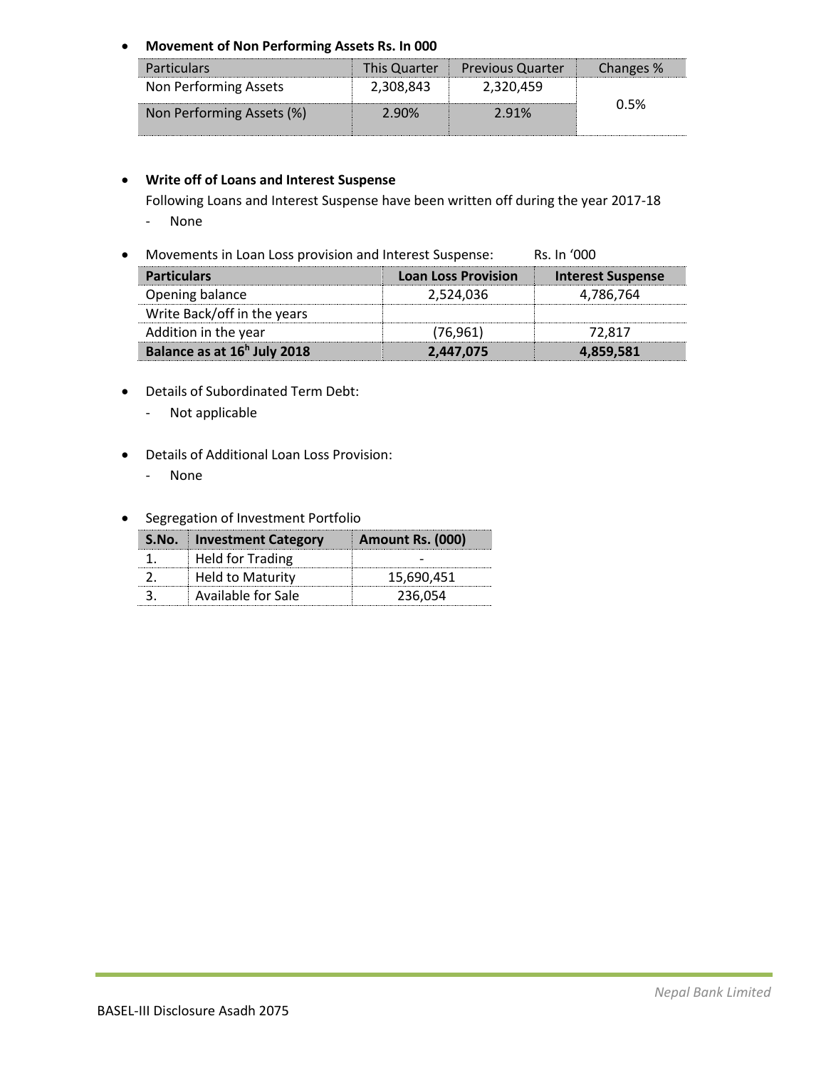- **Movement of Non Performing Assets Rs. In 000**

| Particulars | This Quarter | Previous Quarter | Changes % |
|---|---|---|---|
| Non Performing Assets | 2,308,843 | 2,320,459 | 0.5% |
| Non Performing Assets (%) | 2.90% | 2.91% | |

- **Write off of Loans and Interest Suspense**

  Following Loans and Interest Suspense have been written off during the year 2017-18

  - None

- Movements in Loan Loss provision and Interest Suspense: Rs. In '000

| Particulars | Loan Loss Provision | Interest Suspense |
|---|---|---|
| Opening balance | 2,524,036 | 4,786,764 |
| Write Back/off in the years | | |
| Addition in the year | (76,961) | 72,817 |
| **Balance as at 16h July 2018** | **2,447,075** | **4,859,581** |

- Details of Subordinated Term Debt:
  - Not applicable

- Details of Additional Loan Loss Provision:
  - None

- Segregation of Investment Portfolio

| S.No. | Investment Category | Amount Rs. (000) |
|---|---|---|
| 1. | Held for Trading | - |
| 2. | Held to Maturity | 15,690,451 |
| 3. | Available for Sale | 236,054 |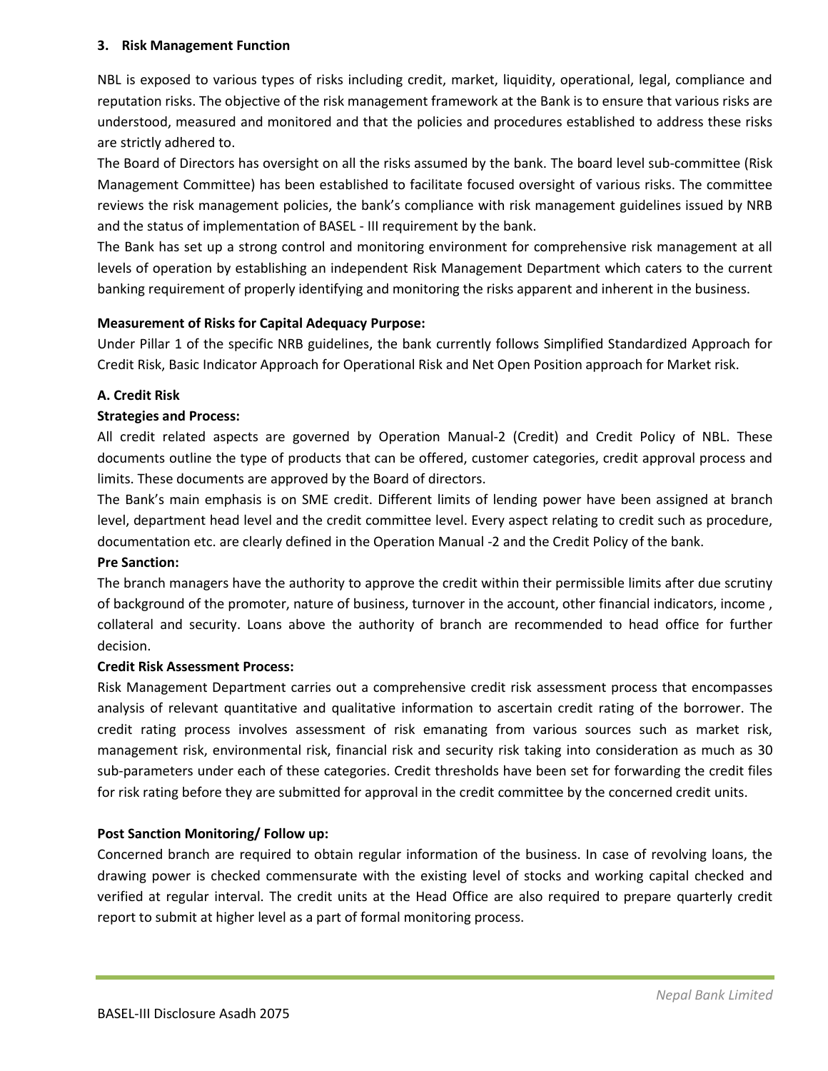## 3. Risk Management Function

NBL is exposed to various types of risks including credit, market, liquidity, operational, legal, compliance and reputation risks. The objective of the risk management framework at the Bank is to ensure that various risks are understood, measured and monitored and that the policies and procedures established to address these risks are strictly adhered to.

The Board of Directors has oversight on all the risks assumed by the bank. The board level sub-committee (Risk Management Committee) has been established to facilitate focused oversight of various risks. The committee reviews the risk management policies, the bank's compliance with risk management guidelines issued by NRB and the status of implementation of BASEL - III requirement by the bank.

The Bank has set up a strong control and monitoring environment for comprehensive risk management at all levels of operation by establishing an independent Risk Management Department which caters to the current banking requirement of properly identifying and monitoring the risks apparent and inherent in the business.

**Measurement of Risks for Capital Adequacy Purpose:**

Under Pillar 1 of the specific NRB guidelines, the bank currently follows Simplified Standardized Approach for Credit Risk, Basic Indicator Approach for Operational Risk and Net Open Position approach for Market risk.

### A. Credit Risk

**Strategies and Process:**

All credit related aspects are governed by Operation Manual-2 (Credit) and Credit Policy of NBL. These documents outline the type of products that can be offered, customer categories, credit approval process and limits. These documents are approved by the Board of directors.

The Bank's main emphasis is on SME credit. Different limits of lending power have been assigned at branch level, department head level and the credit committee level. Every aspect relating to credit such as procedure, documentation etc. are clearly defined in the Operation Manual -2 and the Credit Policy of the bank.

**Pre Sanction:**

The branch managers have the authority to approve the credit within their permissible limits after due scrutiny of background of the promoter, nature of business, turnover in the account, other financial indicators, income , collateral and security. Loans above the authority of branch are recommended to head office for further decision.

**Credit Risk Assessment Process:**

Risk Management Department carries out a comprehensive credit risk assessment process that encompasses analysis of relevant quantitative and qualitative information to ascertain credit rating of the borrower. The credit rating process involves assessment of risk emanating from various sources such as market risk, management risk, environmental risk, financial risk and security risk taking into consideration as much as 30 sub-parameters under each of these categories. Credit thresholds have been set for forwarding the credit files for risk rating before they are submitted for approval in the credit committee by the concerned credit units.

**Post Sanction Monitoring/ Follow up:**

Concerned branch are required to obtain regular information of the business. In case of revolving loans, the drawing power is checked commensurate with the existing level of stocks and working capital checked and verified at regular interval. The credit units at the Head Office are also required to prepare quarterly credit report to submit at higher level as a part of formal monitoring process.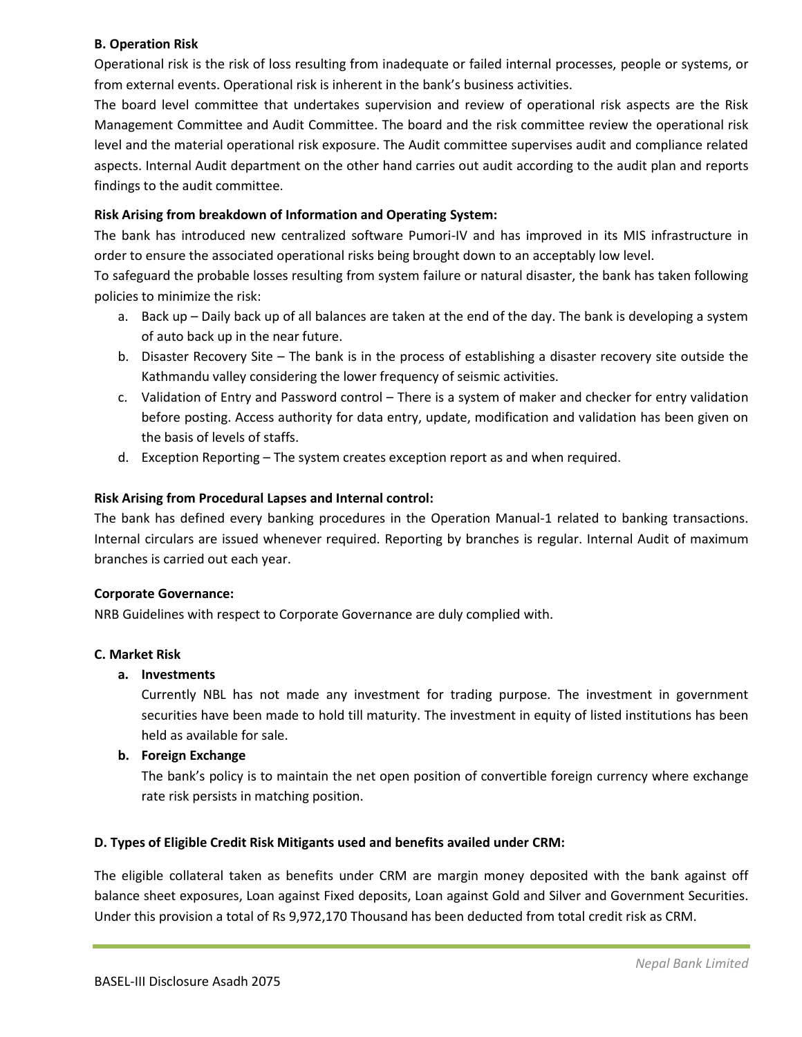**B. Operation Risk**

Operational risk is the risk of loss resulting from inadequate or failed internal processes, people or systems, or from external events. Operational risk is inherent in the bank's business activities.

The board level committee that undertakes supervision and review of operational risk aspects are the Risk Management Committee and Audit Committee. The board and the risk committee review the operational risk level and the material operational risk exposure. The Audit committee supervises audit and compliance related aspects. Internal Audit department on the other hand carries out audit according to the audit plan and reports findings to the audit committee.

**Risk Arising from breakdown of Information and Operating System:**

The bank has introduced new centralized software Pumori-IV and has improved in its MIS infrastructure in order to ensure the associated operational risks being brought down to an acceptably low level.

To safeguard the probable losses resulting from system failure or natural disaster, the bank has taken following policies to minimize the risk:

a. Back up – Daily back up of all balances are taken at the end of the day. The bank is developing a system of auto back up in the near future.
b. Disaster Recovery Site – The bank is in the process of establishing a disaster recovery site outside the Kathmandu valley considering the lower frequency of seismic activities.
c. Validation of Entry and Password control – There is a system of maker and checker for entry validation before posting. Access authority for data entry, update, modification and validation has been given on the basis of levels of staffs.
d. Exception Reporting – The system creates exception report as and when required.

**Risk Arising from Procedural Lapses and Internal control:**

The bank has defined every banking procedures in the Operation Manual-1 related to banking transactions. Internal circulars are issued whenever required. Reporting by branches is regular. Internal Audit of maximum branches is carried out each year.

**Corporate Governance:**

NRB Guidelines with respect to Corporate Governance are duly complied with.

**C. Market Risk**

a. **Investments**

   Currently NBL has not made any investment for trading purpose. The investment in government securities have been made to hold till maturity. The investment in equity of listed institutions has been held as available for sale.

b. **Foreign Exchange**

   The bank's policy is to maintain the net open position of convertible foreign currency where exchange rate risk persists in matching position.

**D. Types of Eligible Credit Risk Mitigants used and benefits availed under CRM:**

The eligible collateral taken as benefits under CRM are margin money deposited with the bank against off balance sheet exposures, Loan against Fixed deposits, Loan against Gold and Silver and Government Securities. Under this provision a total of Rs 9,972,170 Thousand has been deducted from total credit risk as CRM.